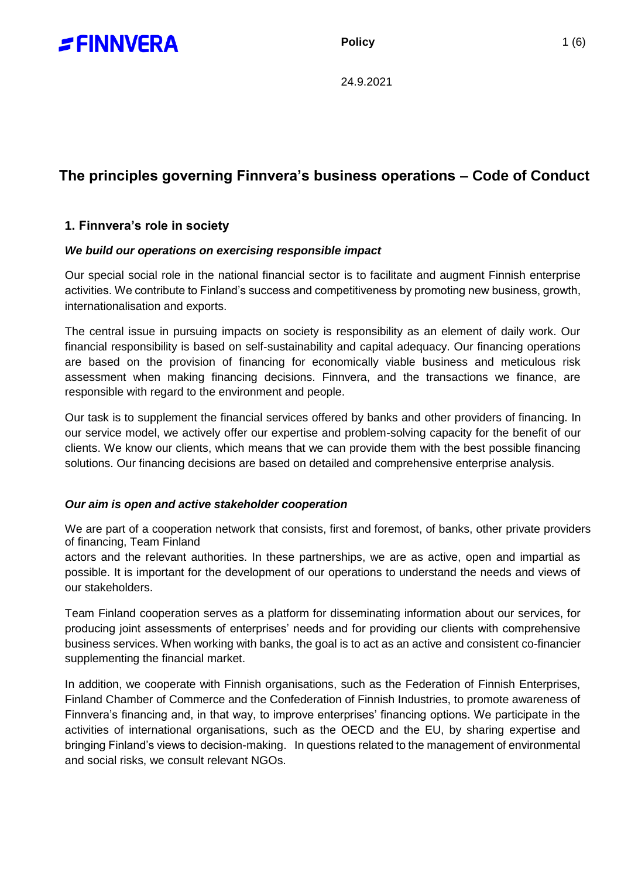Policy

24.9.2021

# The principles governing Finnvera's business operations – Code of Conduct

## 1. Finnvera's role in society

### *We build our operations on exercising responsible impact*

Our special social role in the national financial sector is to facilitate and augment Finnish enterprise activities. We contribute to Finland's success and competitiveness by promoting new business, growth, internationalisation and exports.

The central issue in pursuing impacts on society is responsibility as an element of daily work. Our financial responsibility is based on self-sustainability and capital adequacy. Our financing operations are based on the provision of financing for economically viable business and meticulous risk assessment when making financing decisions. Finnvera, and the transactions we finance, are responsible with regard to the environment and people.

Our task is to supplement the financial services offered by banks and other providers of financing. In our service model, we actively offer our expertise and problem-solving capacity for the benefit of our clients. We know our clients, which means that we can provide them with the best possible financing solutions. Our financing decisions are based on detailed and comprehensive enterprise analysis.

### *Our aim is open and active stakeholder cooperation*

We are part of a cooperation network that consists, first and foremost, of banks, other private providers of financing, Team Finland actors and the relevant authorities. In these partnerships, we are as active, open and impartial as possible. It is important for the development of our operations to understand the needs and views of our stakeholders.

Team Finland cooperation serves as a platform for disseminating information about our services, for producing joint assessments of enterprises' needs and for providing our clients with comprehensive business services. When working with banks, the goal is to act as an active and consistent co-financier supplementing the financial market.

In addition, we cooperate with Finnish organisations, such as the Federation of Finnish Enterprises, Finland Chamber of Commerce and the Confederation of Finnish Industries, to promote awareness of Finnvera's financing and, in that way, to improve enterprises' financing options. We participate in the activities of international organisations, such as the OECD and the EU, by sharing expertise and bringing Finland's views to decision-making. In questions related to the management of environmental and social risks, we consult relevant NGOs.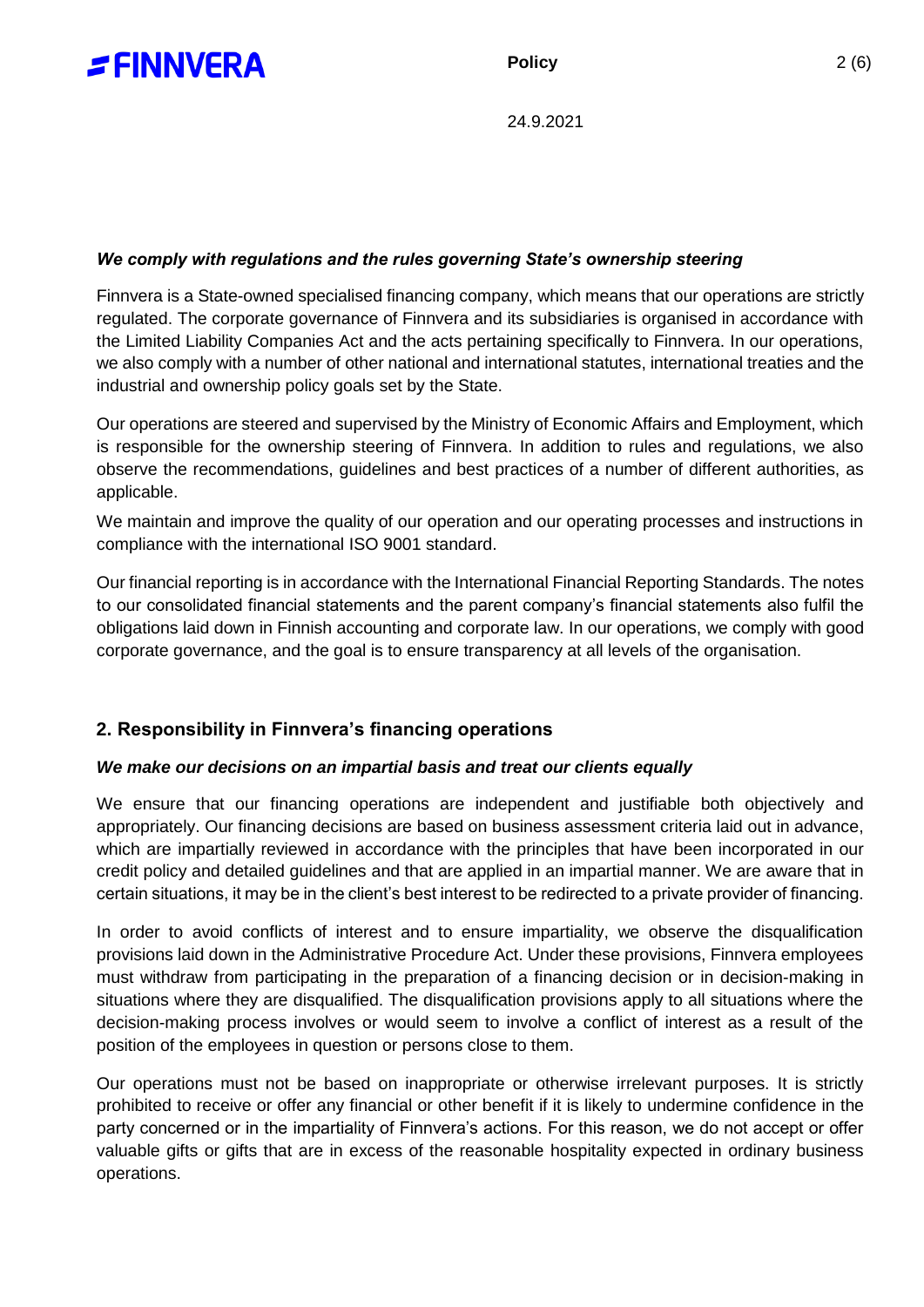***We comply with regulations and the rules governing State's ownership steering***

Finnvera is a State-owned specialised financing company, which means that our operations are strictly regulated. The corporate governance of Finnvera and its subsidiaries is organised in accordance with the Limited Liability Companies Act and the acts pertaining specifically to Finnvera. In our operations, we also comply with a number of other national and international statutes, international treaties and the industrial and ownership policy goals set by the State.

Our operations are steered and supervised by the Ministry of Economic Affairs and Employment, which is responsible for the ownership steering of Finnvera. In addition to rules and regulations, we also observe the recommendations, guidelines and best practices of a number of different authorities, as applicable.

We maintain and improve the quality of our operation and our operating processes and instructions in compliance with the international ISO 9001 standard.

Our financial reporting is in accordance with the International Financial Reporting Standards. The notes to our consolidated financial statements and the parent company's financial statements also fulfil the obligations laid down in Finnish accounting and corporate law. In our operations, we comply with good corporate governance, and the goal is to ensure transparency at all levels of the organisation.

## 2. Responsibility in Finnvera's financing operations

***We make our decisions on an impartial basis and treat our clients equally***

We ensure that our financing operations are independent and justifiable both objectively and appropriately. Our financing decisions are based on business assessment criteria laid out in advance, which are impartially reviewed in accordance with the principles that have been incorporated in our credit policy and detailed guidelines and that are applied in an impartial manner. We are aware that in certain situations, it may be in the client's best interest to be redirected to a private provider of financing.

In order to avoid conflicts of interest and to ensure impartiality, we observe the disqualification provisions laid down in the Administrative Procedure Act. Under these provisions, Finnvera employees must withdraw from participating in the preparation of a financing decision or in decision-making in situations where they are disqualified. The disqualification provisions apply to all situations where the decision-making process involves or would seem to involve a conflict of interest as a result of the position of the employees in question or persons close to them.

Our operations must not be based on inappropriate or otherwise irrelevant purposes. It is strictly prohibited to receive or offer any financial or other benefit if it is likely to undermine confidence in the party concerned or in the impartiality of Finnvera's actions. For this reason, we do not accept or offer valuable gifts or gifts that are in excess of the reasonable hospitality expected in ordinary business operations.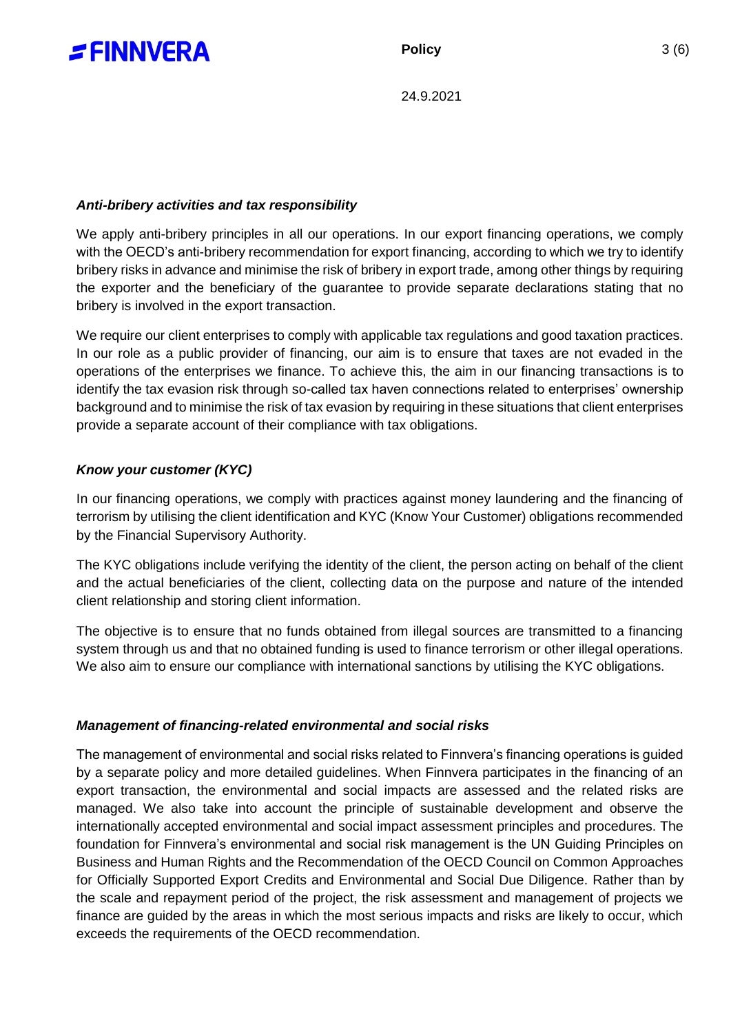### *Anti-bribery activities and tax responsibility*

We apply anti-bribery principles in all our operations. In our export financing operations, we comply with the OECD's anti-bribery recommendation for export financing, according to which we try to identify bribery risks in advance and minimise the risk of bribery in export trade, among other things by requiring the exporter and the beneficiary of the guarantee to provide separate declarations stating that no bribery is involved in the export transaction.

We require our client enterprises to comply with applicable tax regulations and good taxation practices. In our role as a public provider of financing, our aim is to ensure that taxes are not evaded in the operations of the enterprises we finance. To achieve this, the aim in our financing transactions is to identify the tax evasion risk through so-called tax haven connections related to enterprises' ownership background and to minimise the risk of tax evasion by requiring in these situations that client enterprises provide a separate account of their compliance with tax obligations.

### *Know your customer (KYC)*

In our financing operations, we comply with practices against money laundering and the financing of terrorism by utilising the client identification and KYC (Know Your Customer) obligations recommended by the Financial Supervisory Authority.

The KYC obligations include verifying the identity of the client, the person acting on behalf of the client and the actual beneficiaries of the client, collecting data on the purpose and nature of the intended client relationship and storing client information.

The objective is to ensure that no funds obtained from illegal sources are transmitted to a financing system through us and that no obtained funding is used to finance terrorism or other illegal operations. We also aim to ensure our compliance with international sanctions by utilising the KYC obligations.

### *Management of financing-related environmental and social risks*

The management of environmental and social risks related to Finnvera's financing operations is guided by a separate policy and more detailed guidelines. When Finnvera participates in the financing of an export transaction, the environmental and social impacts are assessed and the related risks are managed. We also take into account the principle of sustainable development and observe the internationally accepted environmental and social impact assessment principles and procedures. The foundation for Finnvera's environmental and social risk management is the UN Guiding Principles on Business and Human Rights and the Recommendation of the OECD Council on Common Approaches for Officially Supported Export Credits and Environmental and Social Due Diligence. Rather than by the scale and repayment period of the project, the risk assessment and management of projects we finance are guided by the areas in which the most serious impacts and risks are likely to occur, which exceeds the requirements of the OECD recommendation.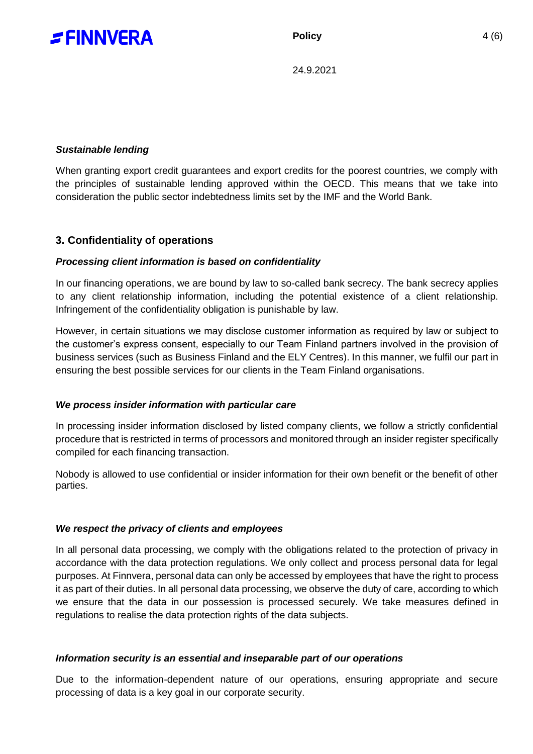***Sustainable lending***

When granting export credit guarantees and export credits for the poorest countries, we comply with the principles of sustainable lending approved within the OECD. This means that we take into consideration the public sector indebtedness limits set by the IMF and the World Bank.

## 3. Confidentiality of operations

***Processing client information is based on confidentiality***

In our financing operations, we are bound by law to so-called bank secrecy. The bank secrecy applies to any client relationship information, including the potential existence of a client relationship. Infringement of the confidentiality obligation is punishable by law.

However, in certain situations we may disclose customer information as required by law or subject to the customer's express consent, especially to our Team Finland partners involved in the provision of business services (such as Business Finland and the ELY Centres). In this manner, we fulfil our part in ensuring the best possible services for our clients in the Team Finland organisations.

***We process insider information with particular care***

In processing insider information disclosed by listed company clients, we follow a strictly confidential procedure that is restricted in terms of processors and monitored through an insider register specifically compiled for each financing transaction.

Nobody is allowed to use confidential or insider information for their own benefit or the benefit of other parties.

***We respect the privacy of clients and employees***

In all personal data processing, we comply with the obligations related to the protection of privacy in accordance with the data protection regulations. We only collect and process personal data for legal purposes. At Finnvera, personal data can only be accessed by employees that have the right to process it as part of their duties. In all personal data processing, we observe the duty of care, according to which we ensure that the data in our possession is processed securely. We take measures defined in regulations to realise the data protection rights of the data subjects.

***Information security is an essential and inseparable part of our operations***

Due to the information-dependent nature of our operations, ensuring appropriate and secure processing of data is a key goal in our corporate security.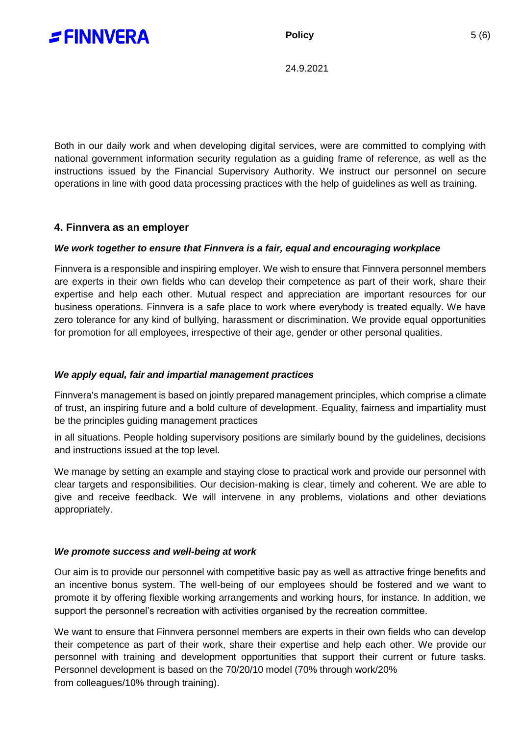Both in our daily work and when developing digital services, were are committed to complying with national government information security regulation as a guiding frame of reference, as well as the instructions issued by the Financial Supervisory Authority. We instruct our personnel on secure operations in line with good data processing practices with the help of guidelines as well as training.

## 4. Finnvera as an employer

***We work together to ensure that Finnvera is a fair, equal and encouraging workplace***

Finnvera is a responsible and inspiring employer. We wish to ensure that Finnvera personnel members are experts in their own fields who can develop their competence as part of their work, share their expertise and help each other. Mutual respect and appreciation are important resources for our business operations. Finnvera is a safe place to work where everybody is treated equally. We have zero tolerance for any kind of bullying, harassment or discrimination. We provide equal opportunities for promotion for all employees, irrespective of their age, gender or other personal qualities.

***We apply equal, fair and impartial management practices***

Finnvera's management is based on jointly prepared management principles, which comprise a climate of trust, an inspiring future and a bold culture of development. Equality, fairness and impartiality must be the principles guiding management practices in all situations. People holding supervisory positions are similarly bound by the guidelines, decisions and instructions issued at the top level.

We manage by setting an example and staying close to practical work and provide our personnel with clear targets and responsibilities. Our decision-making is clear, timely and coherent. We are able to give and receive feedback. We will intervene in any problems, violations and other deviations appropriately.

***We promote success and well-being at work***

Our aim is to provide our personnel with competitive basic pay as well as attractive fringe benefits and an incentive bonus system. The well-being of our employees should be fostered and we want to promote it by offering flexible working arrangements and working hours, for instance. In addition, we support the personnel's recreation with activities organised by the recreation committee.

We want to ensure that Finnvera personnel members are experts in their own fields who can develop their competence as part of their work, share their expertise and help each other. We provide our personnel with training and development opportunities that support their current or future tasks. Personnel development is based on the 70/20/10 model (70% through work/20% from colleagues/10% through training).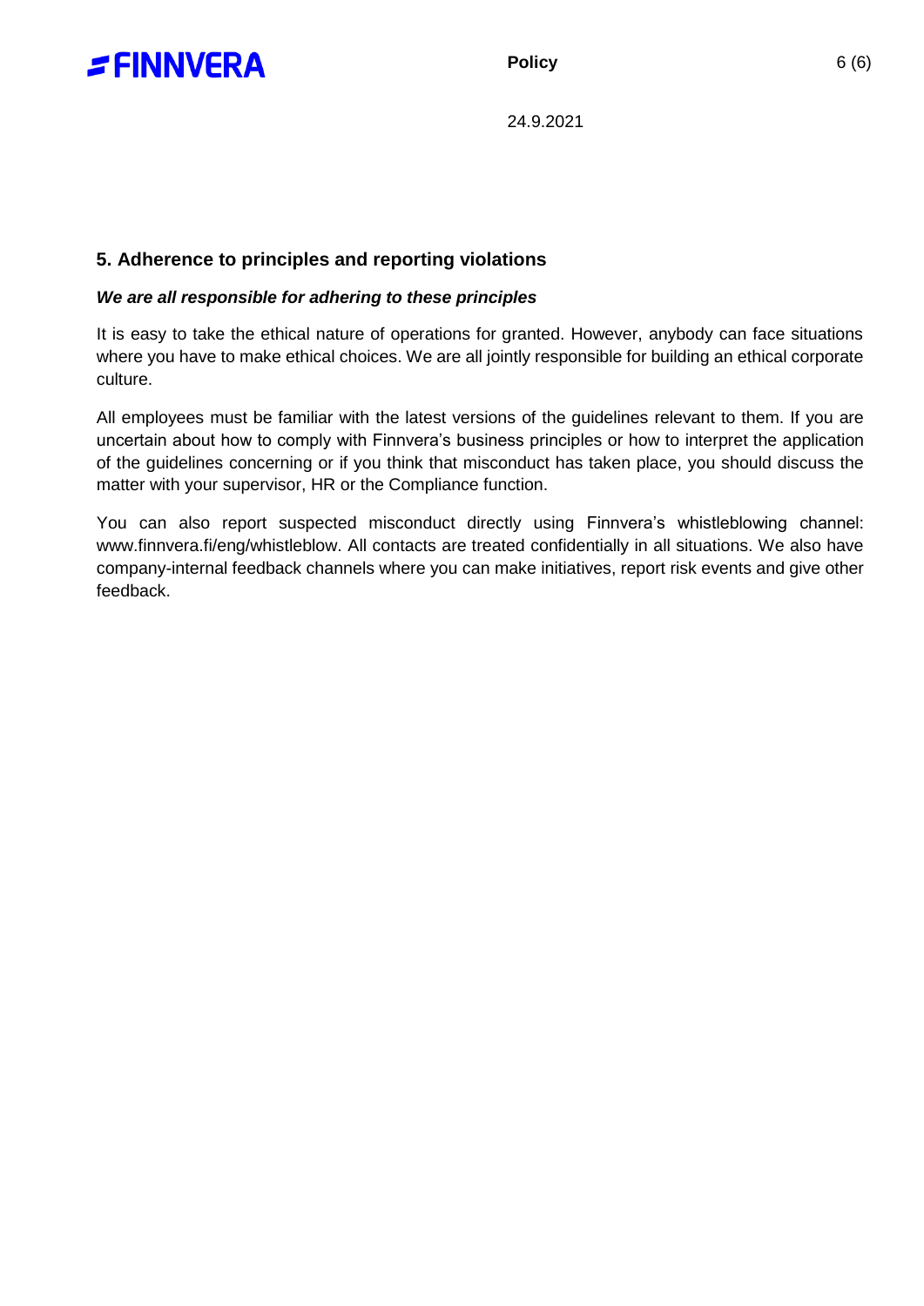## 5. Adherence to principles and reporting violations

***We are all responsible for adhering to these principles***

It is easy to take the ethical nature of operations for granted. However, anybody can face situations where you have to make ethical choices. We are all jointly responsible for building an ethical corporate culture.

All employees must be familiar with the latest versions of the guidelines relevant to them. If you are uncertain about how to comply with Finnvera's business principles or how to interpret the application of the guidelines concerning or if you think that misconduct has taken place, you should discuss the matter with your supervisor, HR or the Compliance function.

You can also report suspected misconduct directly using Finnvera's whistleblowing channel: www.finnvera.fi/eng/whistleblow. All contacts are treated confidentially in all situations. We also have company-internal feedback channels where you can make initiatives, report risk events and give other feedback.